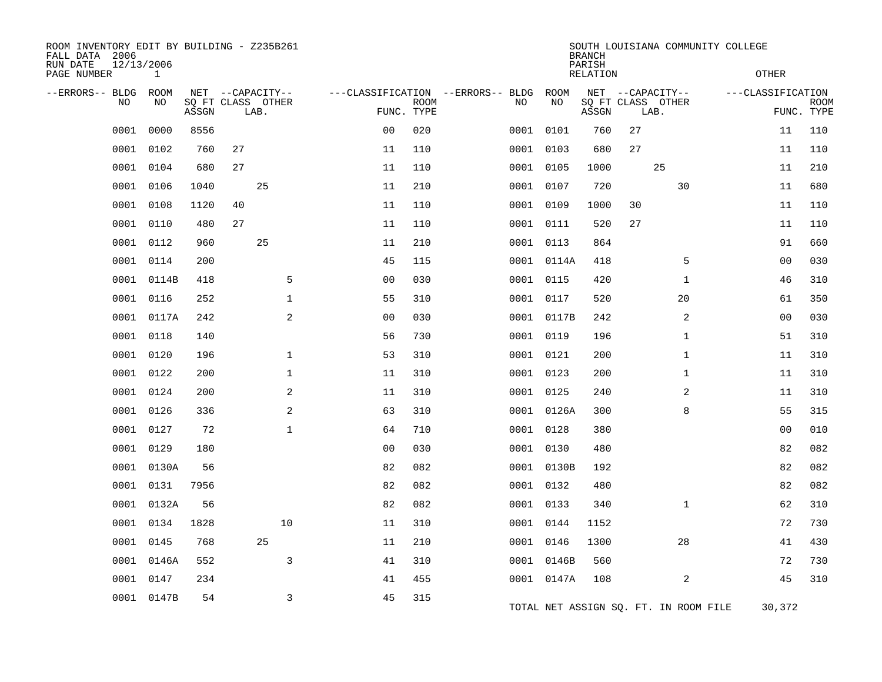ROOM INVENTORY EDIT BY BUILDING - Z235B261
FALL DATA 2006
RUN DATE 12/13/2006
PAGE NUMBER 1

SOUTH LOUISIANA COMMUNITY COLLEGE
BRANCH
PARISH
RELATION
OTHER

| --ERRORS-- | BLDG NO | ROOM NO | NET ASSGN SQ FT | CAPACITY CLASS | CAPACITY LAB. | CAPACITY OTHER | CLASSIFICATION FUNC. | ROOM TYPE | --ERRORS-- | BLDG NO | ROOM NO | NET ASSGN SQ FT | CAPACITY CLASS | CAPACITY LAB. | CAPACITY OTHER | CLASSIFICATION FUNC. | ROOM TYPE |
|---|---|---|---|---|---|---|---|---|---|---|---|---|---|---|---|---|---|
| | 0001 | 0000 | 8556 | | | | 00 | 020 | | 0001 | 0101 | 760 | 27 | | | 11 | 110 |
| | 0001 | 0102 | 760 | 27 | | | 11 | 110 | | 0001 | 0103 | 680 | 27 | | | 11 | 110 |
| | 0001 | 0104 | 680 | 27 | | | 11 | 110 | | 0001 | 0105 | 1000 | | 25 | | 11 | 210 |
| | 0001 | 0106 | 1040 | | 25 | | 11 | 210 | | 0001 | 0107 | 720 | | | 30 | 11 | 680 |
| | 0001 | 0108 | 1120 | 40 | | | 11 | 110 | | 0001 | 0109 | 1000 | 30 | | | 11 | 110 |
| | 0001 | 0110 | 480 | 27 | | | 11 | 110 | | 0001 | 0111 | 520 | 27 | | | 11 | 110 |
| | 0001 | 0112 | 960 | | 25 | | 11 | 210 | | 0001 | 0113 | 864 | | | | 91 | 660 |
| | 0001 | 0114 | 200 | | | | 45 | 115 | | 0001 | 0114A | 418 | | | 5 | 00 | 030 |
| | 0001 | 0114B | 418 | | | 5 | 00 | 030 | | 0001 | 0115 | 420 | | | 1 | 46 | 310 |
| | 0001 | 0116 | 252 | | | 1 | 55 | 310 | | 0001 | 0117 | 520 | | | 20 | 61 | 350 |
| | 0001 | 0117A | 242 | | | 2 | 00 | 030 | | 0001 | 0117B | 242 | | | 2 | 00 | 030 |
| | 0001 | 0118 | 140 | | | | 56 | 730 | | 0001 | 0119 | 196 | | | 1 | 51 | 310 |
| | 0001 | 0120 | 196 | | | 1 | 53 | 310 | | 0001 | 0121 | 200 | | | 1 | 11 | 310 |
| | 0001 | 0122 | 200 | | | 1 | 11 | 310 | | 0001 | 0123 | 200 | | | 1 | 11 | 310 |
| | 0001 | 0124 | 200 | | | 2 | 11 | 310 | | 0001 | 0125 | 240 | | | 2 | 11 | 310 |
| | 0001 | 0126 | 336 | | | 2 | 63 | 310 | | 0001 | 0126A | 300 | | | 8 | 55 | 315 |
| | 0001 | 0127 | 72 | | | 1 | 64 | 710 | | 0001 | 0128 | 380 | | | | 00 | 010 |
| | 0001 | 0129 | 180 | | | | 00 | 030 | | 0001 | 0130 | 480 | | | | 82 | 082 |
| | 0001 | 0130A | 56 | | | | 82 | 082 | | 0001 | 0130B | 192 | | | | 82 | 082 |
| | 0001 | 0131 | 7956 | | | | 82 | 082 | | 0001 | 0132 | 480 | | | | 82 | 082 |
| | 0001 | 0132A | 56 | | | | 82 | 082 | | 0001 | 0133 | 340 | | | 1 | 62 | 310 |
| | 0001 | 0134 | 1828 | | | 10 | 11 | 310 | | 0001 | 0144 | 1152 | | | | 72 | 730 |
| | 0001 | 0145 | 768 | | 25 | | 11 | 210 | | 0001 | 0146 | 1300 | | | 28 | 41 | 430 |
| | 0001 | 0146A | 552 | | | 3 | 41 | 310 | | 0001 | 0146B | 560 | | | | 72 | 730 |
| | 0001 | 0147 | 234 | | | | 41 | 455 | | 0001 | 0147A | 108 | | | 2 | 45 | 310 |
| | 0001 | 0147B | 54 | | | 3 | 45 | 315 | | | | | | | | | |

TOTAL NET ASSIGN SQ. FT. IN ROOM FILE 30,372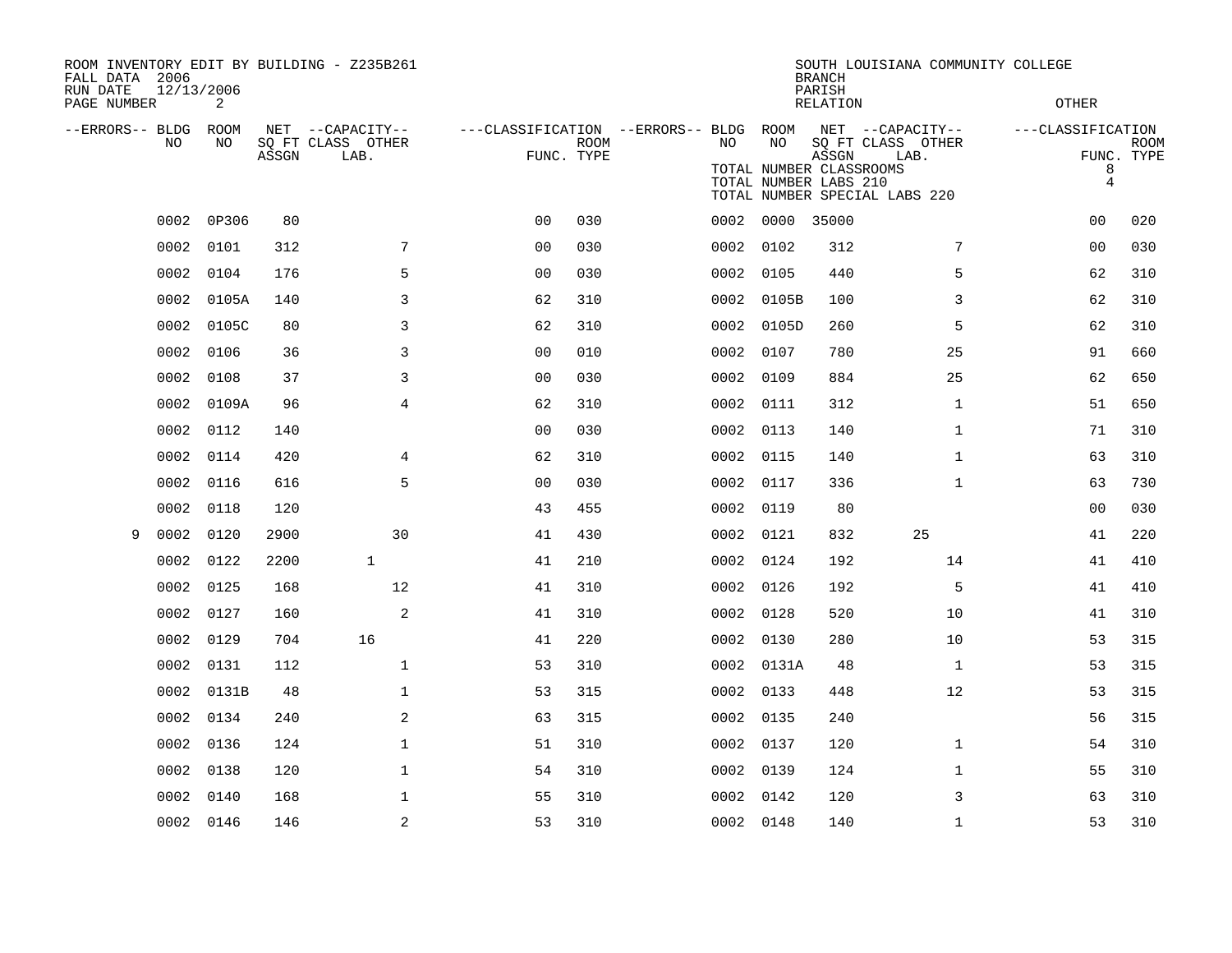ROOM INVENTORY EDIT BY BUILDING - Z235B261
FALL DATA 2006
RUN DATE 12/13/2006
PAGE NUMBER 2

SOUTH LOUISIANA COMMUNITY COLLEGE
BRANCH
PARISH
RELATION
OTHER

TOTAL NUMBER CLASSROOMS 8
TOTAL NUMBER LABS 210 4
TOTAL NUMBER SPECIAL LABS 220

| --ERRORS-- | BLDG NO | ROOM NO | NET SQ FT ASSGN | --CAPACITY-- CLASS LAB. | OTHER | ---CLASSIFICATION FUNC. | ROOM TYPE | --ERRORS-- | BLDG NO | ROOM NO | NET SQ FT ASSGN | --CAPACITY-- CLASS LAB. | OTHER | ---CLASSIFICATION FUNC. | ROOM TYPE |
|---|---|---|---|---|---|---|---|---|---|---|---|---|---|---|---|
| | 0002 | 0P306 | 80 | | | 00 | 030 | | 0002 | 0000 | 35000 | | | 00 | 020 |
| | 0002 | 0101 | 312 | | 7 | 00 | 030 | | 0002 | 0102 | 312 | | 7 | 00 | 030 |
| | 0002 | 0104 | 176 | | 5 | 00 | 030 | | 0002 | 0105 | 440 | | 5 | 62 | 310 |
| | 0002 | 0105A | 140 | | 3 | 62 | 310 | | 0002 | 0105B | 100 | | 3 | 62 | 310 |
| | 0002 | 0105C | 80 | | 3 | 62 | 310 | | 0002 | 0105D | 260 | | 5 | 62 | 310 |
| | 0002 | 0106 | 36 | | 3 | 00 | 010 | | 0002 | 0107 | 780 | | 25 | 91 | 660 |
| | 0002 | 0108 | 37 | | 3 | 00 | 030 | | 0002 | 0109 | 884 | | 25 | 62 | 650 |
| | 0002 | 0109A | 96 | | 4 | 62 | 310 | | 0002 | 0111 | 312 | | 1 | 51 | 650 |
| | 0002 | 0112 | 140 | | | 00 | 030 | | 0002 | 0113 | 140 | | 1 | 71 | 310 |
| | 0002 | 0114 | 420 | | 4 | 62 | 310 | | 0002 | 0115 | 140 | | 1 | 63 | 310 |
| | 0002 | 0116 | 616 | | 5 | 00 | 030 | | 0002 | 0117 | 336 | | 1 | 63 | 730 |
| | 0002 | 0118 | 120 | | | 43 | 455 | | 0002 | 0119 | 80 | | | 00 | 030 |
| 9 | 0002 | 0120 | 2900 | | 30 | 41 | 430 | | 0002 | 0121 | 832 | 25 | | 41 | 220 |
| | 0002 | 0122 | 2200 | 1 | | 41 | 210 | | 0002 | 0124 | 192 | | 14 | 41 | 410 |
| | 0002 | 0125 | 168 | | 12 | 41 | 310 | | 0002 | 0126 | 192 | | 5 | 41 | 410 |
| | 0002 | 0127 | 160 | | 2 | 41 | 310 | | 0002 | 0128 | 520 | | 10 | 41 | 310 |
| | 0002 | 0129 | 704 | 16 | | 41 | 220 | | 0002 | 0130 | 280 | | 10 | 53 | 315 |
| | 0002 | 0131 | 112 | | 1 | 53 | 310 | | 0002 | 0131A | 48 | | 1 | 53 | 315 |
| | 0002 | 0131B | 48 | | 1 | 53 | 315 | | 0002 | 0133 | 448 | | 12 | 53 | 315 |
| | 0002 | 0134 | 240 | | 2 | 63 | 315 | | 0002 | 0135 | 240 | | | 56 | 315 |
| | 0002 | 0136 | 124 | | 1 | 51 | 310 | | 0002 | 0137 | 120 | | 1 | 54 | 310 |
| | 0002 | 0138 | 120 | | 1 | 54 | 310 | | 0002 | 0139 | 124 | | 1 | 55 | 310 |
| | 0002 | 0140 | 168 | | 1 | 55 | 310 | | 0002 | 0142 | 120 | | 3 | 63 | 310 |
| | 0002 | 0146 | 146 | | 2 | 53 | 310 | | 0002 | 0148 | 140 | | 1 | 53 | 310 |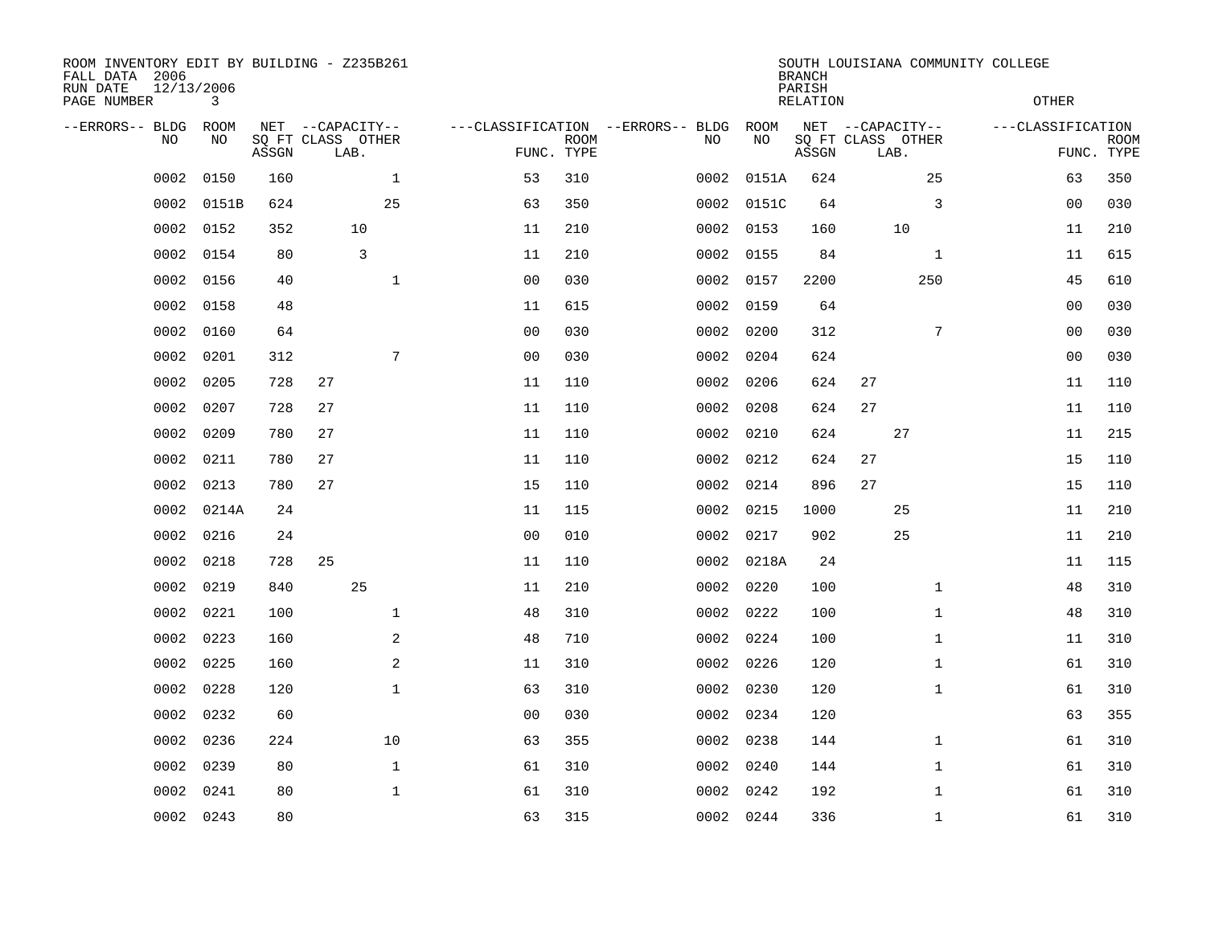ROOM INVENTORY EDIT BY BUILDING - Z235B261
FALL DATA 2006
RUN DATE 12/13/2006
PAGE NUMBER 3

SOUTH LOUISIANA COMMUNITY COLLEGE
BRANCH
PARISH
RELATION
OTHER

| --ERRORS-- | BLDG NO | ROOM NO | NET SQ FT ASSGN | --CAPACITY-- CLASS | LAB. | OTHER | ---CLASSIFICATION FUNC. | ROOM TYPE | --ERRORS-- | BLDG NO | ROOM NO | NET SQ FT ASSGN | --CAPACITY-- CLASS | LAB. | OTHER | ---CLASSIFICATION FUNC. | ROOM TYPE |
|---|---|---|---|---|---|---|---|---|---|---|---|---|---|---|---|---|---|
| | 0002 | 0150 | 160 | | | 1 | 53 | 310 | | 0002 | 0151A | 624 | | | 25 | 63 | 350 |
| | 0002 | 0151B | 624 | | | 25 | 63 | 350 | | 0002 | 0151C | 64 | | | 3 | 00 | 030 |
| | 0002 | 0152 | 352 | | 10 | | 11 | 210 | | 0002 | 0153 | 160 | | 10 | | 11 | 210 |
| | 0002 | 0154 | 80 | | 3 | | 11 | 210 | | 0002 | 0155 | 84 | | | 1 | 11 | 615 |
| | 0002 | 0156 | 40 | | | 1 | 00 | 030 | | 0002 | 0157 | 2200 | | | 250 | 45 | 610 |
| | 0002 | 0158 | 48 | | | | 11 | 615 | | 0002 | 0159 | 64 | | | | 00 | 030 |
| | 0002 | 0160 | 64 | | | | 00 | 030 | | 0002 | 0200 | 312 | | | 7 | 00 | 030 |
| | 0002 | 0201 | 312 | | | 7 | 00 | 030 | | 0002 | 0204 | 624 | | | | 00 | 030 |
| | 0002 | 0205 | 728 | 27 | | | 11 | 110 | | 0002 | 0206 | 624 | 27 | | | 11 | 110 |
| | 0002 | 0207 | 728 | 27 | | | 11 | 110 | | 0002 | 0208 | 624 | 27 | | | 11 | 110 |
| | 0002 | 0209 | 780 | 27 | | | 11 | 110 | | 0002 | 0210 | 624 | | 27 | | 11 | 215 |
| | 0002 | 0211 | 780 | 27 | | | 11 | 110 | | 0002 | 0212 | 624 | 27 | | | 15 | 110 |
| | 0002 | 0213 | 780 | 27 | | | 15 | 110 | | 0002 | 0214 | 896 | 27 | | | 15 | 110 |
| | 0002 | 0214A | 24 | | | | 11 | 115 | | 0002 | 0215 | 1000 | | 25 | | 11 | 210 |
| | 0002 | 0216 | 24 | | | | 00 | 010 | | 0002 | 0217 | 902 | | 25 | | 11 | 210 |
| | 0002 | 0218 | 728 | 25 | | | 11 | 110 | | 0002 | 0218A | 24 | | | | 11 | 115 |
| | 0002 | 0219 | 840 | | 25 | | 11 | 210 | | 0002 | 0220 | 100 | | | 1 | 48 | 310 |
| | 0002 | 0221 | 100 | | | 1 | 48 | 310 | | 0002 | 0222 | 100 | | | 1 | 48 | 310 |
| | 0002 | 0223 | 160 | | | 2 | 48 | 710 | | 0002 | 0224 | 100 | | | 1 | 11 | 310 |
| | 0002 | 0225 | 160 | | | 2 | 11 | 310 | | 0002 | 0226 | 120 | | | 1 | 61 | 310 |
| | 0002 | 0228 | 120 | | | 1 | 63 | 310 | | 0002 | 0230 | 120 | | | 1 | 61 | 310 |
| | 0002 | 0232 | 60 | | | | 00 | 030 | | 0002 | 0234 | 120 | | | | 63 | 355 |
| | 0002 | 0236 | 224 | | | 10 | 63 | 355 | | 0002 | 0238 | 144 | | | 1 | 61 | 310 |
| | 0002 | 0239 | 80 | | | 1 | 61 | 310 | | 0002 | 0240 | 144 | | | 1 | 61 | 310 |
| | 0002 | 0241 | 80 | | | 1 | 61 | 310 | | 0002 | 0242 | 192 | | | 1 | 61 | 310 |
| | 0002 | 0243 | 80 | | | | 63 | 315 | | 0002 | 0244 | 336 | | | 1 | 61 | 310 |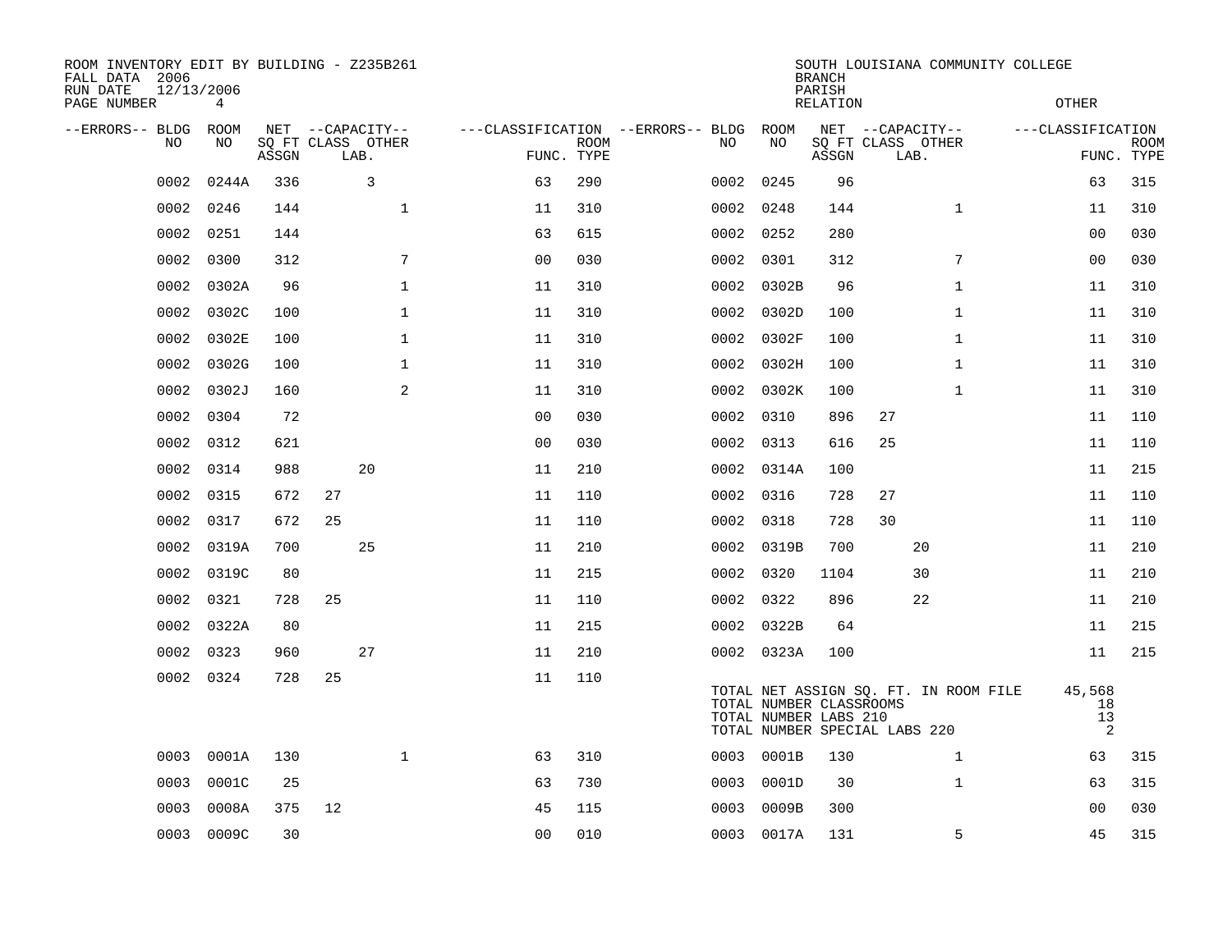ROOM INVENTORY EDIT BY BUILDING - Z235B261
FALL DATA 2006
RUN DATE 12/13/2006
PAGE NUMBER 4

SOUTH LOUISIANA COMMUNITY COLLEGE
BRANCH
PARISH
RELATION
OTHER

| --ERRORS-- | BLDG NO | ROOM NO | NET SQ FT ASSGN | CAPACITY CLASS | CAPACITY LAB. | CAPACITY OTHER | CLASSIFICATION FUNC. | ROOM TYPE | --ERRORS-- | BLDG NO | ROOM NO | NET SQ FT ASSGN | CAPACITY CLASS | CAPACITY LAB. | CAPACITY OTHER | CLASSIFICATION FUNC. | ROOM TYPE |
|---|---|---|---|---|---|---|---|---|---|---|---|---|---|---|---|---|---|
| | 0002 | 0244A | 336 | | 3 | | 63 | 290 | | 0002 | 0245 | 96 | | | | 63 | 315 |
| | 0002 | 0246 | 144 | | | 1 | 11 | 310 | | 0002 | 0248 | 144 | | | 1 | 11 | 310 |
| | 0002 | 0251 | 144 | | | | 63 | 615 | | 0002 | 0252 | 280 | | | | 00 | 030 |
| | 0002 | 0300 | 312 | | | 7 | 00 | 030 | | 0002 | 0301 | 312 | | | 7 | 00 | 030 |
| | 0002 | 0302A | 96 | | | 1 | 11 | 310 | | 0002 | 0302B | 96 | | | 1 | 11 | 310 |
| | 0002 | 0302C | 100 | | | 1 | 11 | 310 | | 0002 | 0302D | 100 | | | 1 | 11 | 310 |
| | 0002 | 0302E | 100 | | | 1 | 11 | 310 | | 0002 | 0302F | 100 | | | 1 | 11 | 310 |
| | 0002 | 0302G | 100 | | | 1 | 11 | 310 | | 0002 | 0302H | 100 | | | 1 | 11 | 310 |
| | 0002 | 0302J | 160 | | | 2 | 11 | 310 | | 0002 | 0302K | 100 | | | 1 | 11 | 310 |
| | 0002 | 0304 | 72 | | | | 00 | 030 | | 0002 | 0310 | 896 | 27 | | | 11 | 110 |
| | 0002 | 0312 | 621 | | | | 00 | 030 | | 0002 | 0313 | 616 | 25 | | | 11 | 110 |
| | 0002 | 0314 | 988 | | 20 | | 11 | 210 | | 0002 | 0314A | 100 | | | | 11 | 215 |
| | 0002 | 0315 | 672 | 27 | | | 11 | 110 | | 0002 | 0316 | 728 | 27 | | | 11 | 110 |
| | 0002 | 0317 | 672 | 25 | | | 11 | 110 | | 0002 | 0318 | 728 | 30 | | | 11 | 110 |
| | 0002 | 0319A | 700 | | 25 | | 11 | 210 | | 0002 | 0319B | 700 | | 20 | | 11 | 210 |
| | 0002 | 0319C | 80 | | | | 11 | 215 | | 0002 | 0320 | 1104 | | 30 | | 11 | 210 |
| | 0002 | 0321 | 728 | 25 | | | 11 | 110 | | 0002 | 0322 | 896 | | 22 | | 11 | 210 |
| | 0002 | 0322A | 80 | | | | 11 | 215 | | 0002 | 0322B | 64 | | | | 11 | 215 |
| | 0002 | 0323 | 960 | | 27 | | 11 | 210 | | 0002 | 0323A | 100 | | | | 11 | 215 |
| | 0002 | 0324 | 728 | 25 | | | 11 | 110 | | | | | | | | | |

TOTAL NET ASSIGN SQ. FT. IN ROOM FILE 45,568
TOTAL NUMBER CLASSROOMS 18
TOTAL NUMBER LABS 210 13
TOTAL NUMBER SPECIAL LABS 220 2

| --ERRORS-- | BLDG NO | ROOM NO | NET SQ FT ASSGN | CAPACITY CLASS | CAPACITY LAB. | CAPACITY OTHER | CLASSIFICATION FUNC. | ROOM TYPE | --ERRORS-- | BLDG NO | ROOM NO | NET SQ FT ASSGN | CAPACITY CLASS | CAPACITY LAB. | CAPACITY OTHER | CLASSIFICATION FUNC. | ROOM TYPE |
|---|---|---|---|---|---|---|---|---|---|---|---|---|---|---|---|---|---|
| | 0003 | 0001A | 130 | | | 1 | 63 | 310 | | 0003 | 0001B | 130 | | | 1 | 63 | 315 |
| | 0003 | 0001C | 25 | | | | 63 | 730 | | 0003 | 0001D | 30 | | | 1 | 63 | 315 |
| | 0003 | 0008A | 375 | 12 | | | 45 | 115 | | 0003 | 0009B | 300 | | | | 00 | 030 |
| | 0003 | 0009C | 30 | | | | 00 | 010 | | 0003 | 0017A | 131 | | | 5 | 45 | 315 |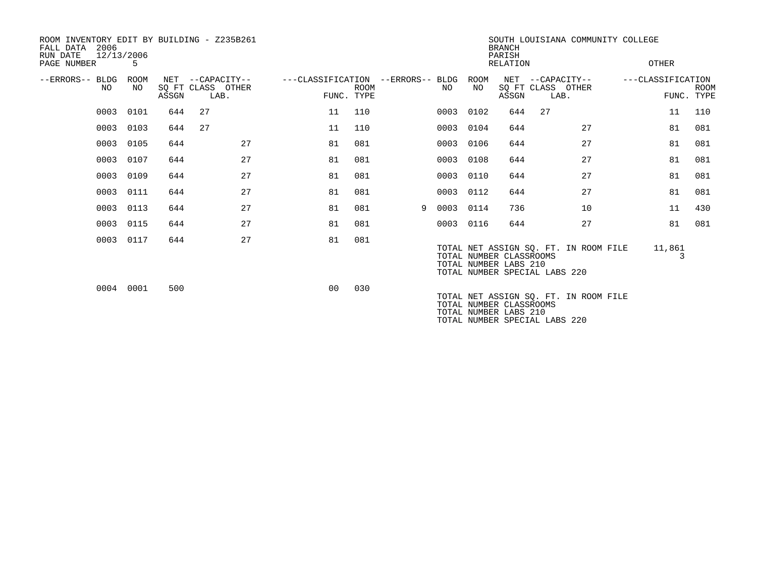ROOM INVENTORY EDIT BY BUILDING - Z235B261
FALL DATA 2006
RUN DATE 12/13/2006
PAGE NUMBER 5

SOUTH LOUISIANA COMMUNITY COLLEGE
BRANCH
PARISH
RELATION
OTHER

| --ERRORS-- | BLDG NO | ROOM NO | NET SQ FT ASSGN | --CAPACITY-- CLASS LAB. | OTHER | ---CLASSIFICATION FUNC. | ROOM TYPE | --ERRORS-- | BLDG NO | ROOM NO | NET SQ FT ASSGN | --CAPACITY-- CLASS LAB. | OTHER | ---CLASSIFICATION FUNC. | ROOM TYPE |
|---|---|---|---|---|---|---|---|---|---|---|---|---|---|---|---|
| | 0003 | 0101 | 644 | 27 | | 11 | 110 | | 0003 | 0102 | 644 | 27 | | 11 | 110 |
| | 0003 | 0103 | 644 | 27 | | 11 | 110 | | 0003 | 0104 | 644 | | 27 | 81 | 081 |
| | 0003 | 0105 | 644 | | 27 | 81 | 081 | | 0003 | 0106 | 644 | | 27 | 81 | 081 |
| | 0003 | 0107 | 644 | | 27 | 81 | 081 | | 0003 | 0108 | 644 | | 27 | 81 | 081 |
| | 0003 | 0109 | 644 | | 27 | 81 | 081 | | 0003 | 0110 | 644 | | 27 | 81 | 081 |
| | 0003 | 0111 | 644 | | 27 | 81 | 081 | | 0003 | 0112 | 644 | | 27 | 81 | 081 |
| | 0003 | 0113 | 644 | | 27 | 81 | 081 | 9 | 0003 | 0114 | 736 | | 10 | 11 | 430 |
| | 0003 | 0115 | 644 | | 27 | 81 | 081 | | 0003 | 0116 | 644 | | 27 | 81 | 081 |
| | 0003 | 0117 | 644 | | 27 | 81 | 081 | | | | | | | | |

TOTAL NET ASSIGN SQ. FT. IN ROOM FILE 11,861
TOTAL NUMBER CLASSROOMS 3
TOTAL NUMBER LABS 210
TOTAL NUMBER SPECIAL LABS 220

| --ERRORS-- | BLDG NO | ROOM NO | NET SQ FT ASSGN | --CAPACITY-- CLASS LAB. | OTHER | ---CLASSIFICATION FUNC. | ROOM TYPE |
|---|---|---|---|---|---|---|---|
| | 0004 | 0001 | 500 | | | 00 | 030 |

TOTAL NET ASSIGN SQ. FT. IN ROOM FILE
TOTAL NUMBER CLASSROOMS
TOTAL NUMBER LABS 210
TOTAL NUMBER SPECIAL LABS 220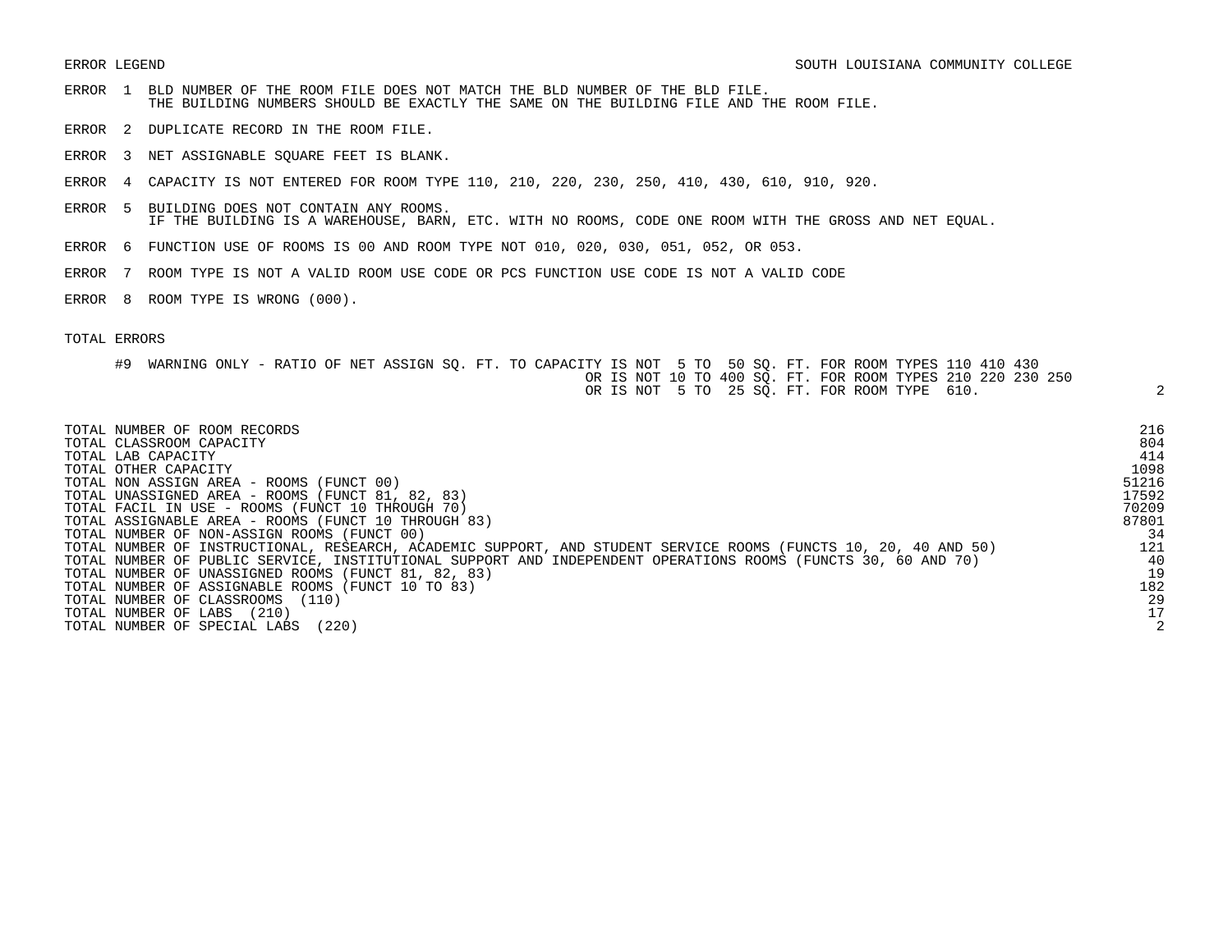ERROR LEGEND

SOUTH LOUISIANA COMMUNITY COLLEGE

ERROR 1 BLD NUMBER OF THE ROOM FILE DOES NOT MATCH THE BLD NUMBER OF THE BLD FILE.
THE BUILDING NUMBERS SHOULD BE EXACTLY THE SAME ON THE BUILDING FILE AND THE ROOM FILE.

ERROR 2 DUPLICATE RECORD IN THE ROOM FILE.

ERROR 3 NET ASSIGNABLE SQUARE FEET IS BLANK.

ERROR 4 CAPACITY IS NOT ENTERED FOR ROOM TYPE 110, 210, 220, 230, 250, 410, 430, 610, 910, 920.

ERROR 5 BUILDING DOES NOT CONTAIN ANY ROOMS.
IF THE BUILDING IS A WAREHOUSE, BARN, ETC. WITH NO ROOMS, CODE ONE ROOM WITH THE GROSS AND NET EQUAL.

ERROR 6 FUNCTION USE OF ROOMS IS 00 AND ROOM TYPE NOT 010, 020, 030, 051, 052, OR 053.

ERROR 7 ROOM TYPE IS NOT A VALID ROOM USE CODE OR PCS FUNCTION USE CODE IS NOT A VALID CODE

ERROR 8 ROOM TYPE IS WRONG (000).

TOTAL ERRORS

#9 WARNING ONLY - RATIO OF NET ASSIGN SQ. FT. TO CAPACITY IS NOT 5 TO 50 SQ. FT. FOR ROOM TYPES 110 410 430
OR IS NOT 10 TO 400 SQ. FT. FOR ROOM TYPES 210 220 230 250
OR IS NOT 5 TO 25 SQ. FT. FOR ROOM TYPE 610. 2

| | |
|---|---|
| TOTAL NUMBER OF ROOM RECORDS | 216 |
| TOTAL CLASSROOM CAPACITY | 804 |
| TOTAL LAB CAPACITY | 414 |
| TOTAL OTHER CAPACITY | 1098 |
| TOTAL NON ASSIGN AREA - ROOMS (FUNCT 00) | 51216 |
| TOTAL UNASSIGNED AREA - ROOMS (FUNCT 81, 82, 83) | 17592 |
| TOTAL FACIL IN USE - ROOMS (FUNCT 10 THROUGH 70) | 70209 |
| TOTAL ASSIGNABLE AREA - ROOMS (FUNCT 10 THROUGH 83) | 87801 |
| TOTAL NUMBER OF NON-ASSIGN ROOMS (FUNCT 00) | 34 |
| TOTAL NUMBER OF INSTRUCTIONAL, RESEARCH, ACADEMIC SUPPORT, AND STUDENT SERVICE ROOMS (FUNCTS 10, 20, 40 AND 50) | 121 |
| TOTAL NUMBER OF PUBLIC SERVICE, INSTITUTIONAL SUPPORT AND INDEPENDENT OPERATIONS ROOMS (FUNCTS 30, 60 AND 70) | 40 |
| TOTAL NUMBER OF UNASSIGNED ROOMS (FUNCT 81, 82, 83) | 19 |
| TOTAL NUMBER OF ASSIGNABLE ROOMS (FUNCT 10 TO 83) | 182 |
| TOTAL NUMBER OF CLASSROOMS (110) | 29 |
| TOTAL NUMBER OF LABS (210) | 17 |
| TOTAL NUMBER OF SPECIAL LABS (220) | 2 |